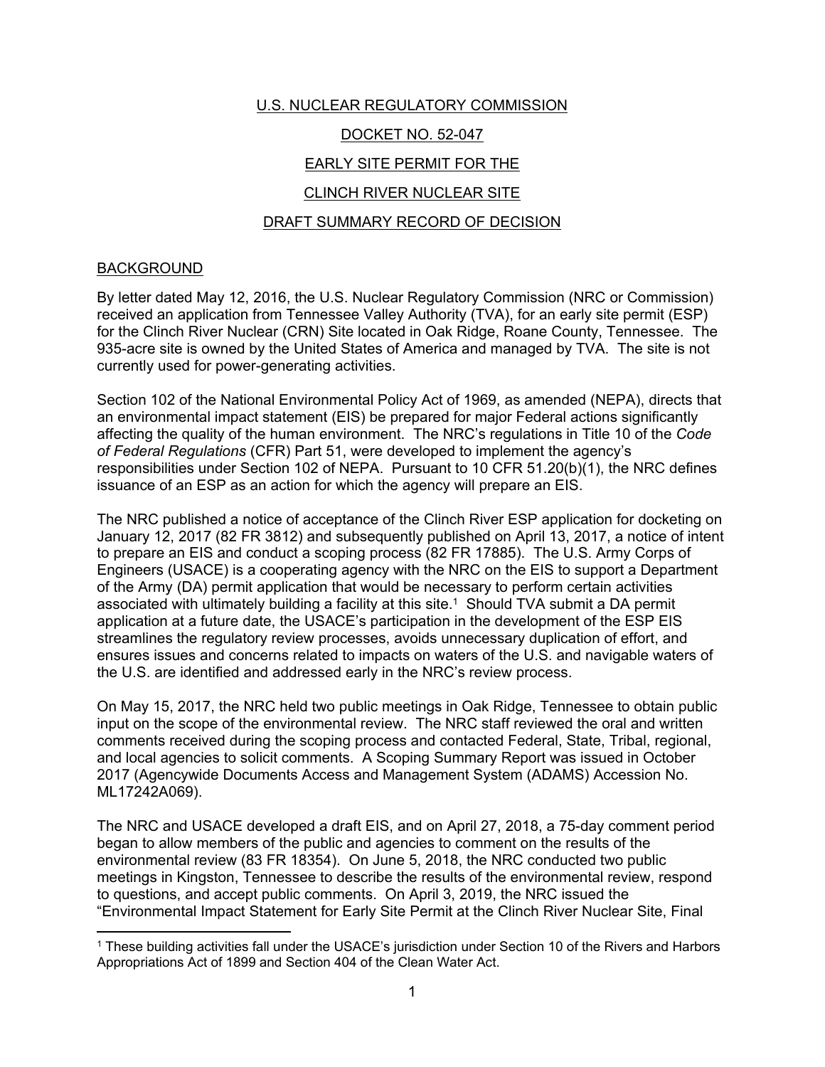U.S. NUCLEAR REGULATORY COMMISSION

DOCKET NO. 52-047

EARLY SITE PERMIT FOR THE

CLINCH RIVER NUCLEAR SITE

DRAFT SUMMARY RECORD OF DECISION

## BACKGROUND

By letter dated May 12, 2016, the U.S. Nuclear Regulatory Commission (NRC or Commission) received an application from Tennessee Valley Authority (TVA), for an early site permit (ESP) for the Clinch River Nuclear (CRN) Site located in Oak Ridge, Roane County, Tennessee. The 935-acre site is owned by the United States of America and managed by TVA. The site is not currently used for power-generating activities.

Section 102 of the National Environmental Policy Act of 1969, as amended (NEPA), directs that an environmental impact statement (EIS) be prepared for major Federal actions significantly affecting the quality of the human environment. The NRC's regulations in Title 10 of the *Code of Federal Regulations* (CFR) Part 51, were developed to implement the agency's responsibilities under Section 102 of NEPA. Pursuant to 10 CFR 51.20(b)(1), the NRC defines issuance of an ESP as an action for which the agency will prepare an EIS.

The NRC published a notice of acceptance of the Clinch River ESP application for docketing on January 12, 2017 (82 FR 3812) and subsequently published on April 13, 2017, a notice of intent to prepare an EIS and conduct a scoping process (82 FR 17885). The U.S. Army Corps of Engineers (USACE) is a cooperating agency with the NRC on the EIS to support a Department of the Army (DA) permit application that would be necessary to perform certain activities associated with ultimately building a facility at this site.[1] Should TVA submit a DA permit application at a future date, the USACE's participation in the development of the ESP EIS streamlines the regulatory review processes, avoids unnecessary duplication of effort, and ensures issues and concerns related to impacts on waters of the U.S. and navigable waters of the U.S. are identified and addressed early in the NRC's review process.

On May 15, 2017, the NRC held two public meetings in Oak Ridge, Tennessee to obtain public input on the scope of the environmental review. The NRC staff reviewed the oral and written comments received during the scoping process and contacted Federal, State, Tribal, regional, and local agencies to solicit comments. A Scoping Summary Report was issued in October 2017 (Agencywide Documents Access and Management System (ADAMS) Accession No. ML17242A069).

The NRC and USACE developed a draft EIS, and on April 27, 2018, a 75-day comment period began to allow members of the public and agencies to comment on the results of the environmental review (83 FR 18354). On June 5, 2018, the NRC conducted two public meetings in Kingston, Tennessee to describe the results of the environmental review, respond to questions, and accept public comments. On April 3, 2019, the NRC issued the "Environmental Impact Statement for Early Site Permit at the Clinch River Nuclear Site, Final

---

[1] These building activities fall under the USACE's jurisdiction under Section 10 of the Rivers and Harbors Appropriations Act of 1899 and Section 404 of the Clean Water Act.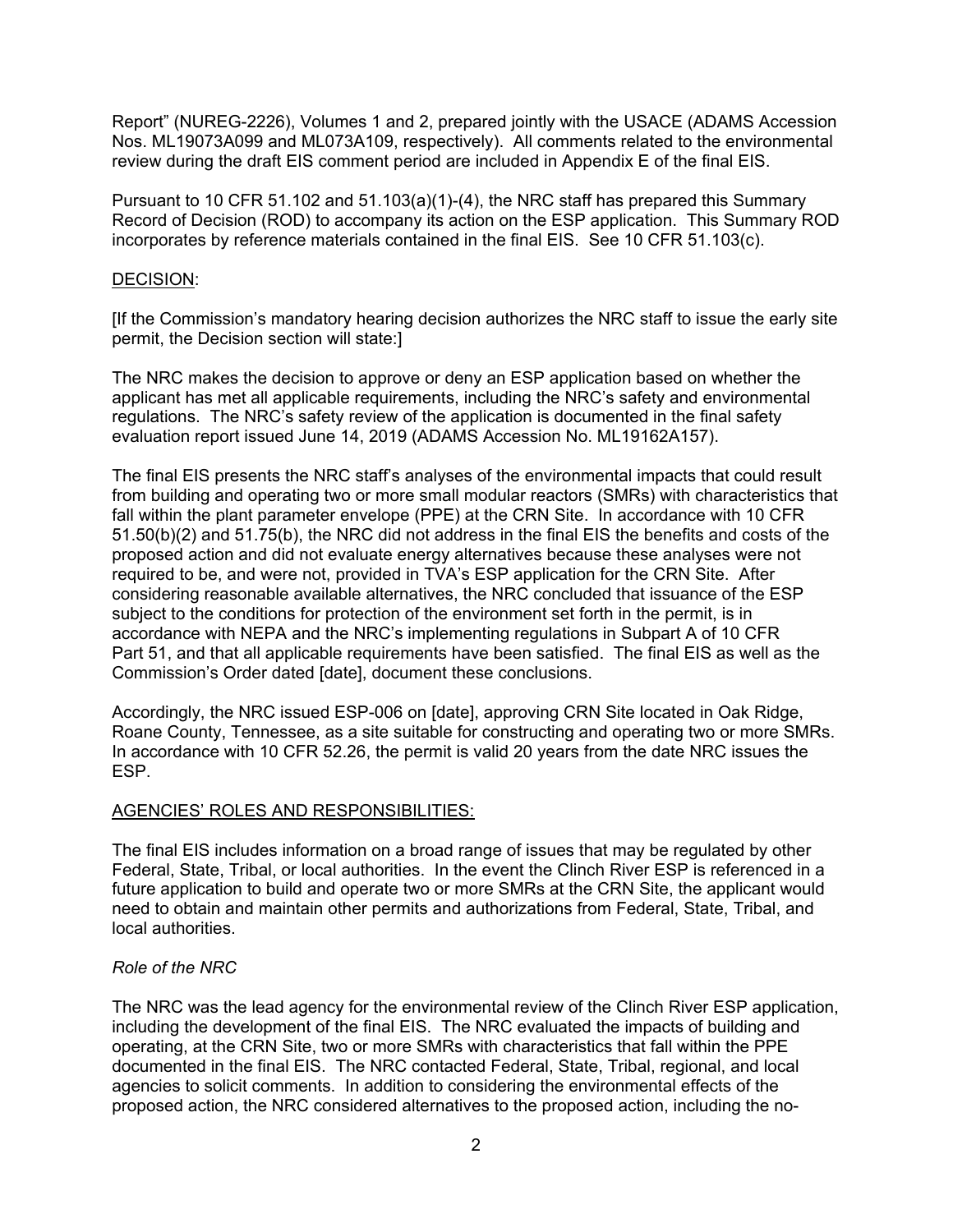Report" (NUREG-2226), Volumes 1 and 2, prepared jointly with the USACE (ADAMS Accession Nos. ML19073A099 and ML073A109, respectively). All comments related to the environmental review during the draft EIS comment period are included in Appendix E of the final EIS.

Pursuant to 10 CFR 51.102 and 51.103(a)(1)-(4), the NRC staff has prepared this Summary Record of Decision (ROD) to accompany its action on the ESP application. This Summary ROD incorporates by reference materials contained in the final EIS. See 10 CFR 51.103(c).

## DECISION:

[If the Commission's mandatory hearing decision authorizes the NRC staff to issue the early site permit, the Decision section will state:]

The NRC makes the decision to approve or deny an ESP application based on whether the applicant has met all applicable requirements, including the NRC's safety and environmental regulations. The NRC's safety review of the application is documented in the final safety evaluation report issued June 14, 2019 (ADAMS Accession No. ML19162A157).

The final EIS presents the NRC staff's analyses of the environmental impacts that could result from building and operating two or more small modular reactors (SMRs) with characteristics that fall within the plant parameter envelope (PPE) at the CRN Site. In accordance with 10 CFR 51.50(b)(2) and 51.75(b), the NRC did not address in the final EIS the benefits and costs of the proposed action and did not evaluate energy alternatives because these analyses were not required to be, and were not, provided in TVA's ESP application for the CRN Site. After considering reasonable available alternatives, the NRC concluded that issuance of the ESP subject to the conditions for protection of the environment set forth in the permit, is in accordance with NEPA and the NRC's implementing regulations in Subpart A of 10 CFR Part 51, and that all applicable requirements have been satisfied. The final EIS as well as the Commission's Order dated [date], document these conclusions.

Accordingly, the NRC issued ESP-006 on [date], approving CRN Site located in Oak Ridge, Roane County, Tennessee, as a site suitable for constructing and operating two or more SMRs. In accordance with 10 CFR 52.26, the permit is valid 20 years from the date NRC issues the ESP.

## AGENCIES' ROLES AND RESPONSIBILITIES:

The final EIS includes information on a broad range of issues that may be regulated by other Federal, State, Tribal, or local authorities. In the event the Clinch River ESP is referenced in a future application to build and operate two or more SMRs at the CRN Site, the applicant would need to obtain and maintain other permits and authorizations from Federal, State, Tribal, and local authorities.

### *Role of the NRC*

The NRC was the lead agency for the environmental review of the Clinch River ESP application, including the development of the final EIS. The NRC evaluated the impacts of building and operating, at the CRN Site, two or more SMRs with characteristics that fall within the PPE documented in the final EIS. The NRC contacted Federal, State, Tribal, regional, and local agencies to solicit comments. In addition to considering the environmental effects of the proposed action, the NRC considered alternatives to the proposed action, including the no-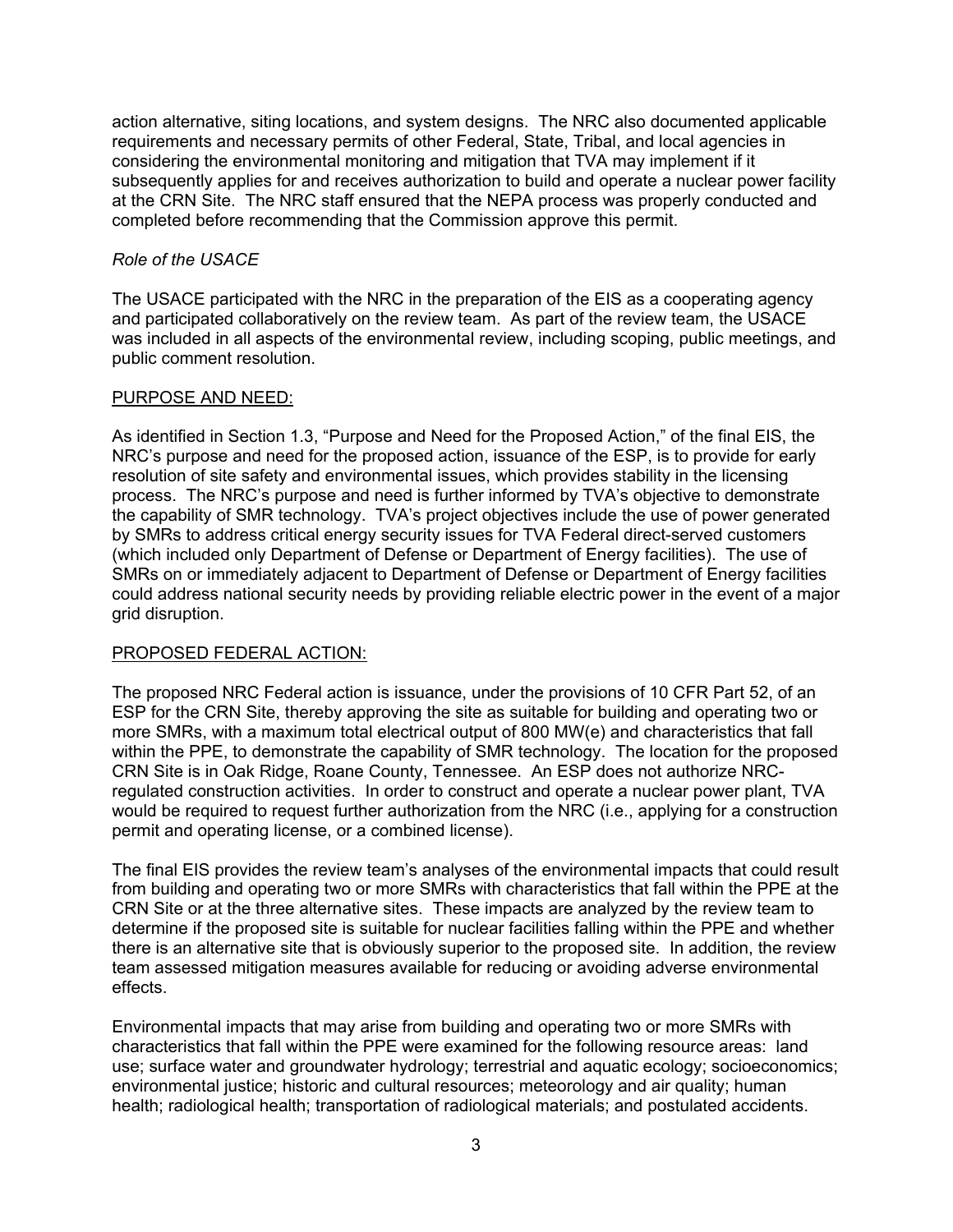action alternative, siting locations, and system designs. The NRC also documented applicable requirements and necessary permits of other Federal, State, Tribal, and local agencies in considering the environmental monitoring and mitigation that TVA may implement if it subsequently applies for and receives authorization to build and operate a nuclear power facility at the CRN Site. The NRC staff ensured that the NEPA process was properly conducted and completed before recommending that the Commission approve this permit.

*Role of the USACE*

The USACE participated with the NRC in the preparation of the EIS as a cooperating agency and participated collaboratively on the review team. As part of the review team, the USACE was included in all aspects of the environmental review, including scoping, public meetings, and public comment resolution.

## PURPOSE AND NEED:

As identified in Section 1.3, "Purpose and Need for the Proposed Action," of the final EIS, the NRC's purpose and need for the proposed action, issuance of the ESP, is to provide for early resolution of site safety and environmental issues, which provides stability in the licensing process. The NRC's purpose and need is further informed by TVA's objective to demonstrate the capability of SMR technology. TVA's project objectives include the use of power generated by SMRs to address critical energy security issues for TVA Federal direct-served customers (which included only Department of Defense or Department of Energy facilities). The use of SMRs on or immediately adjacent to Department of Defense or Department of Energy facilities could address national security needs by providing reliable electric power in the event of a major grid disruption.

## PROPOSED FEDERAL ACTION:

The proposed NRC Federal action is issuance, under the provisions of 10 CFR Part 52, of an ESP for the CRN Site, thereby approving the site as suitable for building and operating two or more SMRs, with a maximum total electrical output of 800 MW(e) and characteristics that fall within the PPE, to demonstrate the capability of SMR technology. The location for the proposed CRN Site is in Oak Ridge, Roane County, Tennessee. An ESP does not authorize NRC-regulated construction activities. In order to construct and operate a nuclear power plant, TVA would be required to request further authorization from the NRC (i.e., applying for a construction permit and operating license, or a combined license).

The final EIS provides the review team's analyses of the environmental impacts that could result from building and operating two or more SMRs with characteristics that fall within the PPE at the CRN Site or at the three alternative sites. These impacts are analyzed by the review team to determine if the proposed site is suitable for nuclear facilities falling within the PPE and whether there is an alternative site that is obviously superior to the proposed site. In addition, the review team assessed mitigation measures available for reducing or avoiding adverse environmental effects.

Environmental impacts that may arise from building and operating two or more SMRs with characteristics that fall within the PPE were examined for the following resource areas: land use; surface water and groundwater hydrology; terrestrial and aquatic ecology; socioeconomics; environmental justice; historic and cultural resources; meteorology and air quality; human health; radiological health; transportation of radiological materials; and postulated accidents.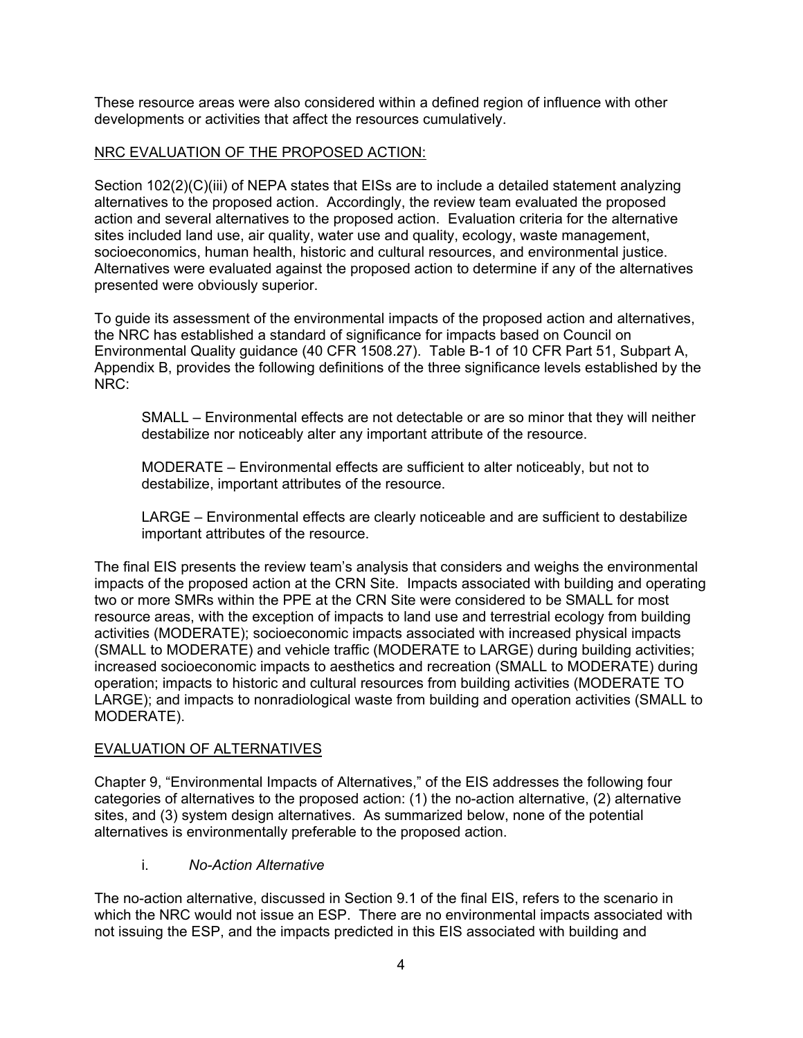These resource areas were also considered within a defined region of influence with other developments or activities that affect the resources cumulatively.

NRC EVALUATION OF THE PROPOSED ACTION:

Section 102(2)(C)(iii) of NEPA states that EISs are to include a detailed statement analyzing alternatives to the proposed action. Accordingly, the review team evaluated the proposed action and several alternatives to the proposed action. Evaluation criteria for the alternative sites included land use, air quality, water use and quality, ecology, waste management, socioeconomics, human health, historic and cultural resources, and environmental justice. Alternatives were evaluated against the proposed action to determine if any of the alternatives presented were obviously superior.

To guide its assessment of the environmental impacts of the proposed action and alternatives, the NRC has established a standard of significance for impacts based on Council on Environmental Quality guidance (40 CFR 1508.27). Table B-1 of 10 CFR Part 51, Subpart A, Appendix B, provides the following definitions of the three significance levels established by the NRC:

> SMALL – Environmental effects are not detectable or are so minor that they will neither destabilize nor noticeably alter any important attribute of the resource.
>
> MODERATE – Environmental effects are sufficient to alter noticeably, but not to destabilize, important attributes of the resource.
>
> LARGE – Environmental effects are clearly noticeable and are sufficient to destabilize important attributes of the resource.

The final EIS presents the review team's analysis that considers and weighs the environmental impacts of the proposed action at the CRN Site. Impacts associated with building and operating two or more SMRs within the PPE at the CRN Site were considered to be SMALL for most resource areas, with the exception of impacts to land use and terrestrial ecology from building activities (MODERATE); socioeconomic impacts associated with increased physical impacts (SMALL to MODERATE) and vehicle traffic (MODERATE to LARGE) during building activities; increased socioeconomic impacts to aesthetics and recreation (SMALL to MODERATE) during operation; impacts to historic and cultural resources from building activities (MODERATE TO LARGE); and impacts to nonradiological waste from building and operation activities (SMALL to MODERATE).

EVALUATION OF ALTERNATIVES

Chapter 9, "Environmental Impacts of Alternatives," of the EIS addresses the following four categories of alternatives to the proposed action: (1) the no-action alternative, (2) alternative sites, and (3) system design alternatives. As summarized below, none of the potential alternatives is environmentally preferable to the proposed action.

i. *No-Action Alternative*

The no-action alternative, discussed in Section 9.1 of the final EIS, refers to the scenario in which the NRC would not issue an ESP. There are no environmental impacts associated with not issuing the ESP, and the impacts predicted in this EIS associated with building and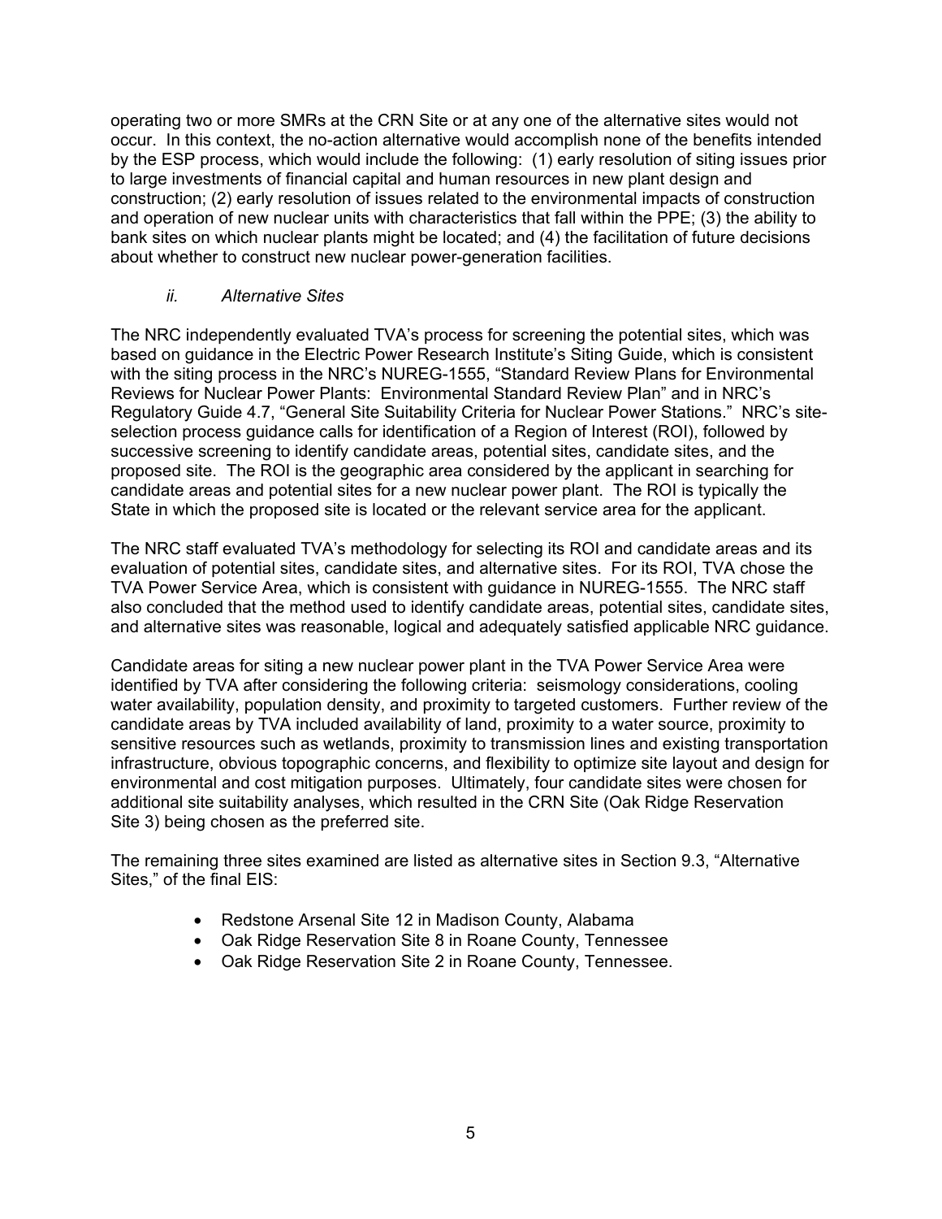operating two or more SMRs at the CRN Site or at any one of the alternative sites would not occur. In this context, the no-action alternative would accomplish none of the benefits intended by the ESP process, which would include the following: (1) early resolution of siting issues prior to large investments of financial capital and human resources in new plant design and construction; (2) early resolution of issues related to the environmental impacts of construction and operation of new nuclear units with characteristics that fall within the PPE; (3) the ability to bank sites on which nuclear plants might be located; and (4) the facilitation of future decisions about whether to construct new nuclear power-generation facilities.

*ii. Alternative Sites*

The NRC independently evaluated TVA's process for screening the potential sites, which was based on guidance in the Electric Power Research Institute's Siting Guide, which is consistent with the siting process in the NRC's NUREG-1555, "Standard Review Plans for Environmental Reviews for Nuclear Power Plants: Environmental Standard Review Plan" and in NRC's Regulatory Guide 4.7, "General Site Suitability Criteria for Nuclear Power Stations." NRC's site-selection process guidance calls for identification of a Region of Interest (ROI), followed by successive screening to identify candidate areas, potential sites, candidate sites, and the proposed site. The ROI is the geographic area considered by the applicant in searching for candidate areas and potential sites for a new nuclear power plant. The ROI is typically the State in which the proposed site is located or the relevant service area for the applicant.

The NRC staff evaluated TVA's methodology for selecting its ROI and candidate areas and its evaluation of potential sites, candidate sites, and alternative sites. For its ROI, TVA chose the TVA Power Service Area, which is consistent with guidance in NUREG-1555. The NRC staff also concluded that the method used to identify candidate areas, potential sites, candidate sites, and alternative sites was reasonable, logical and adequately satisfied applicable NRC guidance.

Candidate areas for siting a new nuclear power plant in the TVA Power Service Area were identified by TVA after considering the following criteria: seismology considerations, cooling water availability, population density, and proximity to targeted customers. Further review of the candidate areas by TVA included availability of land, proximity to a water source, proximity to sensitive resources such as wetlands, proximity to transmission lines and existing transportation infrastructure, obvious topographic concerns, and flexibility to optimize site layout and design for environmental and cost mitigation purposes. Ultimately, four candidate sites were chosen for additional site suitability analyses, which resulted in the CRN Site (Oak Ridge Reservation Site 3) being chosen as the preferred site.

The remaining three sites examined are listed as alternative sites in Section 9.3, "Alternative Sites," of the final EIS:

- Redstone Arsenal Site 12 in Madison County, Alabama
- Oak Ridge Reservation Site 8 in Roane County, Tennessee
- Oak Ridge Reservation Site 2 in Roane County, Tennessee.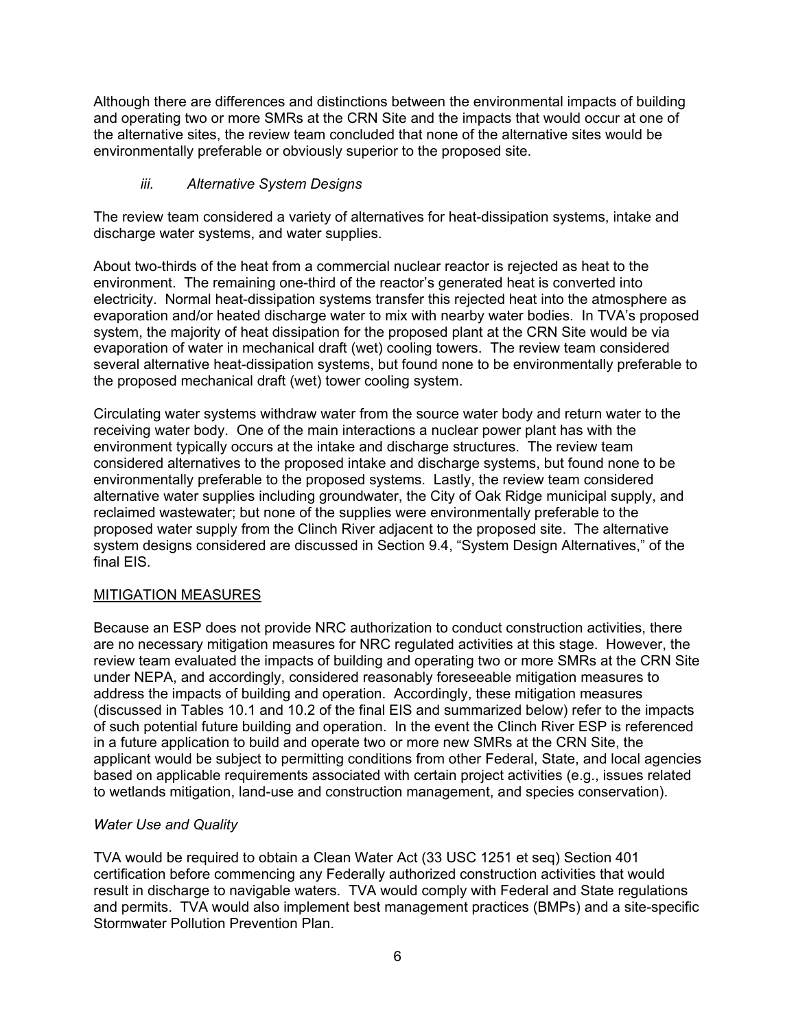Although there are differences and distinctions between the environmental impacts of building and operating two or more SMRs at the CRN Site and the impacts that would occur at one of the alternative sites, the review team concluded that none of the alternative sites would be environmentally preferable or obviously superior to the proposed site.

*iii. Alternative System Designs*

The review team considered a variety of alternatives for heat-dissipation systems, intake and discharge water systems, and water supplies.

About two-thirds of the heat from a commercial nuclear reactor is rejected as heat to the environment. The remaining one-third of the reactor's generated heat is converted into electricity. Normal heat-dissipation systems transfer this rejected heat into the atmosphere as evaporation and/or heated discharge water to mix with nearby water bodies. In TVA's proposed system, the majority of heat dissipation for the proposed plant at the CRN Site would be via evaporation of water in mechanical draft (wet) cooling towers. The review team considered several alternative heat-dissipation systems, but found none to be environmentally preferable to the proposed mechanical draft (wet) tower cooling system.

Circulating water systems withdraw water from the source water body and return water to the receiving water body. One of the main interactions a nuclear power plant has with the environment typically occurs at the intake and discharge structures. The review team considered alternatives to the proposed intake and discharge systems, but found none to be environmentally preferable to the proposed systems. Lastly, the review team considered alternative water supplies including groundwater, the City of Oak Ridge municipal supply, and reclaimed wastewater; but none of the supplies were environmentally preferable to the proposed water supply from the Clinch River adjacent to the proposed site. The alternative system designs considered are discussed in Section 9.4, "System Design Alternatives," of the final EIS.

MITIGATION MEASURES

Because an ESP does not provide NRC authorization to conduct construction activities, there are no necessary mitigation measures for NRC regulated activities at this stage. However, the review team evaluated the impacts of building and operating two or more SMRs at the CRN Site under NEPA, and accordingly, considered reasonably foreseeable mitigation measures to address the impacts of building and operation. Accordingly, these mitigation measures (discussed in Tables 10.1 and 10.2 of the final EIS and summarized below) refer to the impacts of such potential future building and operation. In the event the Clinch River ESP is referenced in a future application to build and operate two or more new SMRs at the CRN Site, the applicant would be subject to permitting conditions from other Federal, State, and local agencies based on applicable requirements associated with certain project activities (e.g., issues related to wetlands mitigation, land-use and construction management, and species conservation).

*Water Use and Quality*

TVA would be required to obtain a Clean Water Act (33 USC 1251 et seq) Section 401 certification before commencing any Federally authorized construction activities that would result in discharge to navigable waters. TVA would comply with Federal and State regulations and permits. TVA would also implement best management practices (BMPs) and a site-specific Stormwater Pollution Prevention Plan.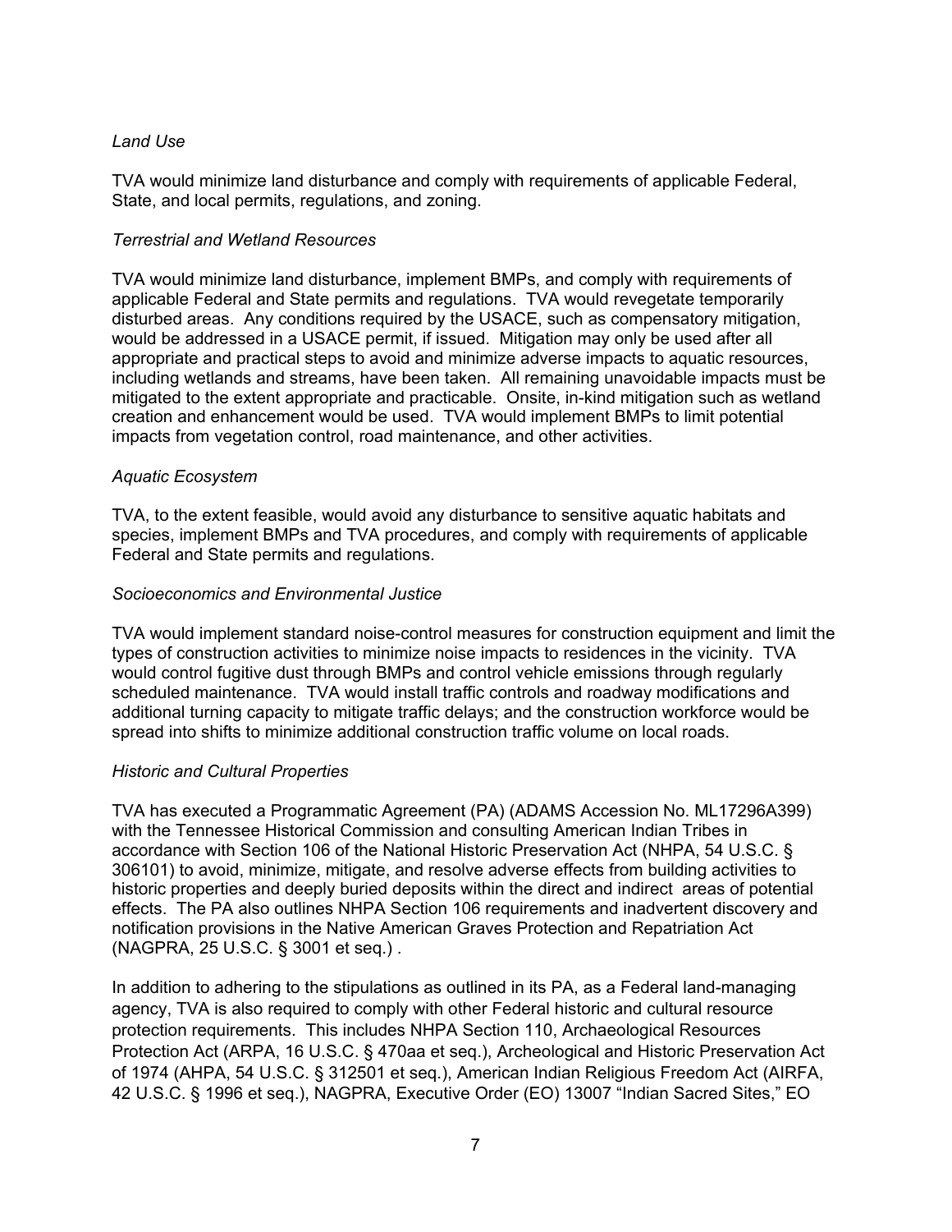*Land Use*

TVA would minimize land disturbance and comply with requirements of applicable Federal, State, and local permits, regulations, and zoning.

*Terrestrial and Wetland Resources*

TVA would minimize land disturbance, implement BMPs, and comply with requirements of applicable Federal and State permits and regulations. TVA would revegetate temporarily disturbed areas. Any conditions required by the USACE, such as compensatory mitigation, would be addressed in a USACE permit, if issued. Mitigation may only be used after all appropriate and practical steps to avoid and minimize adverse impacts to aquatic resources, including wetlands and streams, have been taken. All remaining unavoidable impacts must be mitigated to the extent appropriate and practicable. Onsite, in-kind mitigation such as wetland creation and enhancement would be used. TVA would implement BMPs to limit potential impacts from vegetation control, road maintenance, and other activities.

*Aquatic Ecosystem*

TVA, to the extent feasible, would avoid any disturbance to sensitive aquatic habitats and species, implement BMPs and TVA procedures, and comply with requirements of applicable Federal and State permits and regulations.

*Socioeconomics and Environmental Justice*

TVA would implement standard noise-control measures for construction equipment and limit the types of construction activities to minimize noise impacts to residences in the vicinity. TVA would control fugitive dust through BMPs and control vehicle emissions through regularly scheduled maintenance. TVA would install traffic controls and roadway modifications and additional turning capacity to mitigate traffic delays; and the construction workforce would be spread into shifts to minimize additional construction traffic volume on local roads.

*Historic and Cultural Properties*

TVA has executed a Programmatic Agreement (PA) (ADAMS Accession No. ML17296A399) with the Tennessee Historical Commission and consulting American Indian Tribes in accordance with Section 106 of the National Historic Preservation Act (NHPA, 54 U.S.C. § 306101) to avoid, minimize, mitigate, and resolve adverse effects from building activities to historic properties and deeply buried deposits within the direct and indirect areas of potential effects. The PA also outlines NHPA Section 106 requirements and inadvertent discovery and notification provisions in the Native American Graves Protection and Repatriation Act (NAGPRA, 25 U.S.C. § 3001 et seq.) .

In addition to adhering to the stipulations as outlined in its PA, as a Federal land-managing agency, TVA is also required to comply with other Federal historic and cultural resource protection requirements. This includes NHPA Section 110, Archaeological Resources Protection Act (ARPA, 16 U.S.C. § 470aa et seq.), Archeological and Historic Preservation Act of 1974 (AHPA, 54 U.S.C. § 312501 et seq.), American Indian Religious Freedom Act (AIRFA, 42 U.S.C. § 1996 et seq.), NAGPRA, Executive Order (EO) 13007 "Indian Sacred Sites," EO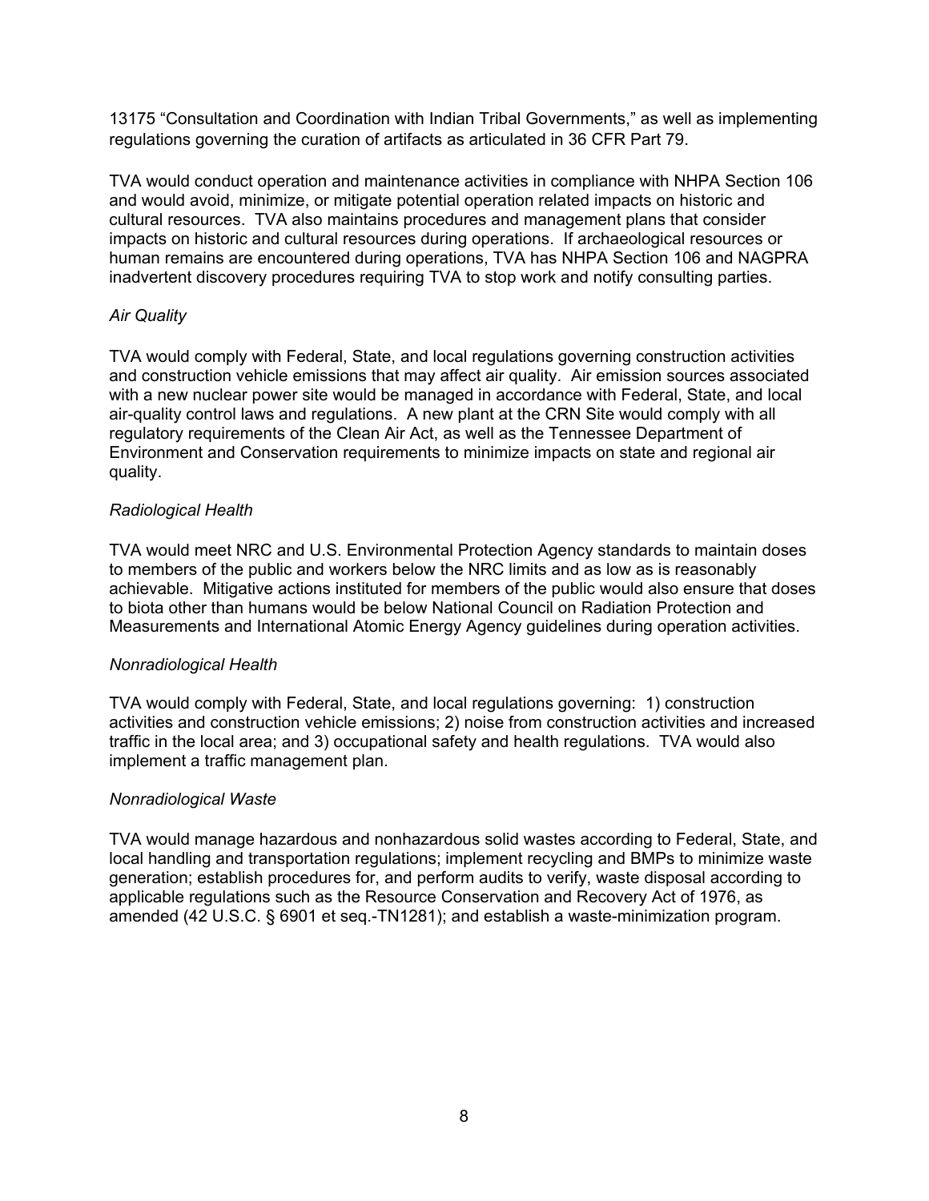13175 "Consultation and Coordination with Indian Tribal Governments," as well as implementing regulations governing the curation of artifacts as articulated in 36 CFR Part 79.

TVA would conduct operation and maintenance activities in compliance with NHPA Section 106 and would avoid, minimize, or mitigate potential operation related impacts on historic and cultural resources. TVA also maintains procedures and management plans that consider impacts on historic and cultural resources during operations. If archaeological resources or human remains are encountered during operations, TVA has NHPA Section 106 and NAGPRA inadvertent discovery procedures requiring TVA to stop work and notify consulting parties.

*Air Quality*

TVA would comply with Federal, State, and local regulations governing construction activities and construction vehicle emissions that may affect air quality. Air emission sources associated with a new nuclear power site would be managed in accordance with Federal, State, and local air-quality control laws and regulations. A new plant at the CRN Site would comply with all regulatory requirements of the Clean Air Act, as well as the Tennessee Department of Environment and Conservation requirements to minimize impacts on state and regional air quality.

*Radiological Health*

TVA would meet NRC and U.S. Environmental Protection Agency standards to maintain doses to members of the public and workers below the NRC limits and as low as is reasonably achievable. Mitigative actions instituted for members of the public would also ensure that doses to biota other than humans would be below National Council on Radiation Protection and Measurements and International Atomic Energy Agency guidelines during operation activities.

*Nonradiological Health*

TVA would comply with Federal, State, and local regulations governing: 1) construction activities and construction vehicle emissions; 2) noise from construction activities and increased traffic in the local area; and 3) occupational safety and health regulations. TVA would also implement a traffic management plan.

*Nonradiological Waste*

TVA would manage hazardous and nonhazardous solid wastes according to Federal, State, and local handling and transportation regulations; implement recycling and BMPs to minimize waste generation; establish procedures for, and perform audits to verify, waste disposal according to applicable regulations such as the Resource Conservation and Recovery Act of 1976, as amended (42 U.S.C. § 6901 et seq.-TN1281); and establish a waste-minimization program.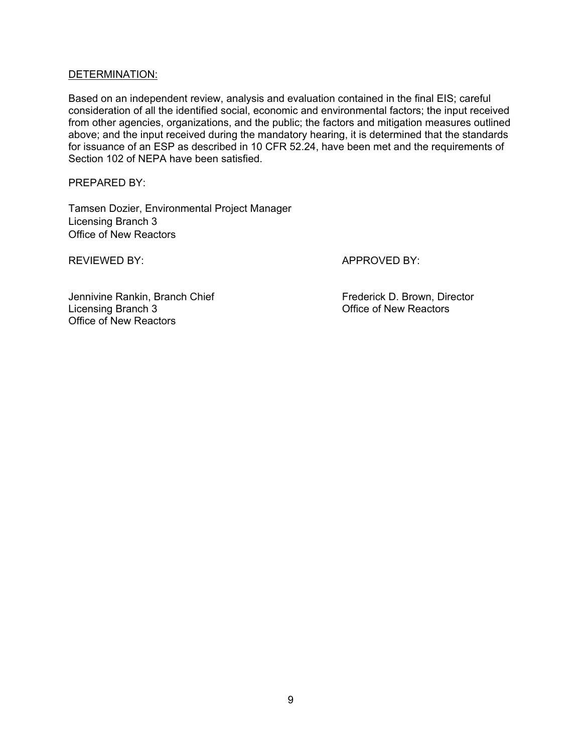DETERMINATION:

Based on an independent review, analysis and evaluation contained in the final EIS; careful consideration of all the identified social, economic and environmental factors; the input received from other agencies, organizations, and the public; the factors and mitigation measures outlined above; and the input received during the mandatory hearing, it is determined that the standards for issuance of an ESP as described in 10 CFR 52.24, have been met and the requirements of Section 102 of NEPA have been satisfied.

PREPARED BY:

Tamsen Dozier, Environmental Project Manager
Licensing Branch 3
Office of New Reactors

REVIEWED BY:

Jennivine Rankin, Branch Chief
Licensing Branch 3
Office of New Reactors

APPROVED BY:

Frederick D. Brown, Director
Office of New Reactors